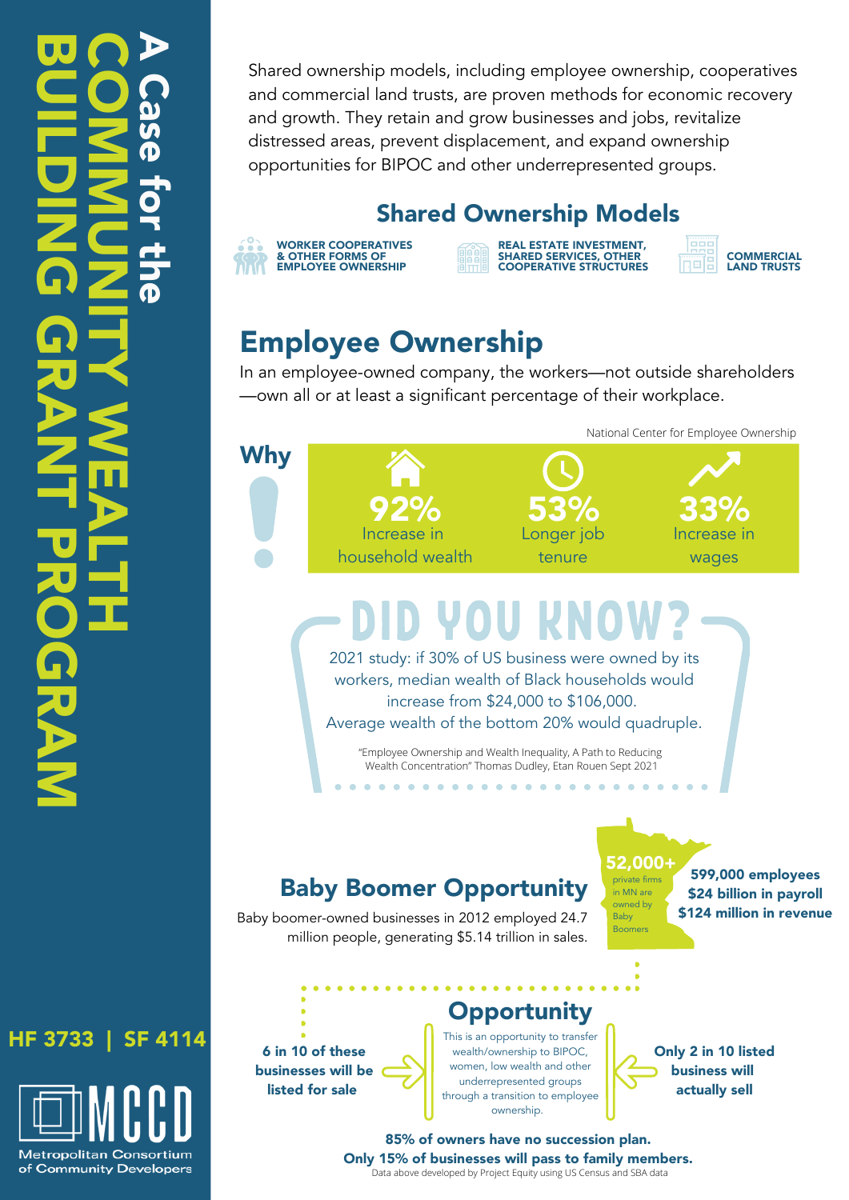# A Case for the COMMUNITY WEALTH BUILDING GRANT PROGRAM

Shared ownership models, including employee ownership, cooperatives and commercial land trusts, are proven methods for economic recovery and growth. They retain and grow businesses and jobs, revitalize distressed areas, prevent displacement, and expand ownership opportunities for BIPOC and other underrepresented groups.

## Shared Ownership Models

- **WORKER COOPERATIVES & OTHER FORMS OF EMPLOYEE OWNERSHIP**
- **REAL ESTATE INVESTMENT, SHARED SERVICES, OTHER COOPERATIVE STRUCTURES**
- **COMMERCIAL LAND TRUSTS**

## Employee Ownership

In an employee-owned company, the workers—not outside shareholders—own all or at least a significant percentage of their workplace.

National Center for Employee Ownership

### Why!

- **92%** Increase in household wealth
- **53%** Longer job tenure
- **33%** Increase in wages

## DID YOU KNOW?

2021 study: if 30% of US business were owned by its workers, median wealth of Black households would increase from $24,000 to $106,000. Average wealth of the bottom 20% would quadruple.

"Employee Ownership and Wealth Inequality, A Path to Reducing Wealth Concentration" Thomas Dudley, Etan Rouen Sept 2021

## Baby Boomer Opportunity

Baby boomer-owned businesses in 2012 employed 24.7 million people, generating $5.14 trillion in sales.

**52,000+** private firms in MN are owned by Baby Boomers

**599,000 employees**
**$24 billion in payroll**
**$124 million in revenue**

## Opportunity

**6 in 10 of these businesses will be listed for sale**

This is an opportunity to transfer wealth/ownership to BIPOC, women, low wealth and other underrepresented groups through a transition to employee ownership.

**Only 2 in 10 listed business will actually sell**

**85% of owners have no succession plan.**
**Only 15% of businesses will pass to family members.**

Data above developed by Project Equity using US Census and SBA data

**HF 3733 | SF 4114**

MCCD
Metropolitan Consortium of Community Developers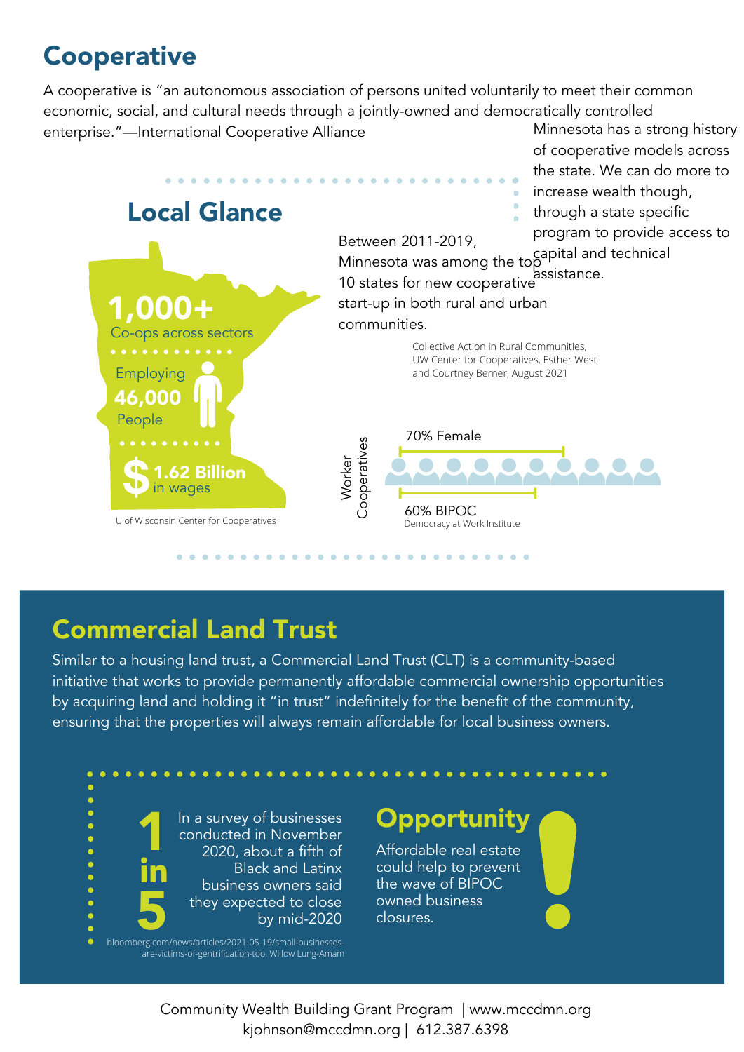# Cooperative

A cooperative is "an autonomous association of persons united voluntarily to meet their common economic, social, and cultural needs through a jointly-owned and democratically controlled enterprise."—International Cooperative Alliance

Minnesota has a strong history of cooperative models across the state. We can do more to increase wealth though, through a state specific program to provide access to capital and technical assistance.

## Local Glance

**1,000+**
Co-ops across sectors

Employing
**46,000**
People

**$ 1.62 Billion**
in wages

U of Wisconsin Center for Cooperatives

Between 2011-2019, Minnesota was among the top 10 states for new cooperative start-up in both rural and urban communities.

Collective Action in Rural Communities, UW Center for Cooperatives, Esther West and Courtney Berner, August 2021

Worker Cooperatives

70% Female

60% BIPOC

Democracy at Work Institute

# Commercial Land Trust

Similar to a housing land trust, a Commercial Land Trust (CLT) is a community-based initiative that works to provide permanently affordable commercial ownership opportunities by acquiring land and holding it "in trust" indefinitely for the benefit of the community, ensuring that the properties will always remain affordable for local business owners.

**1 in 5**

In a survey of businesses conducted in November 2020, about a fifth of Black and Latinx business owners said they expected to close by mid-2020

bloomberg.com/news/articles/2021-05-19/small-businesses-are-victims-of-gentrification-too, Willow Lung-Amam

## Opportunity

Affordable real estate could help to prevent the wave of BIPOC owned business closures.

Community Wealth Building Grant Program | www.mccdmn.org
kjohnson@mccdmn.org | 612.387.6398